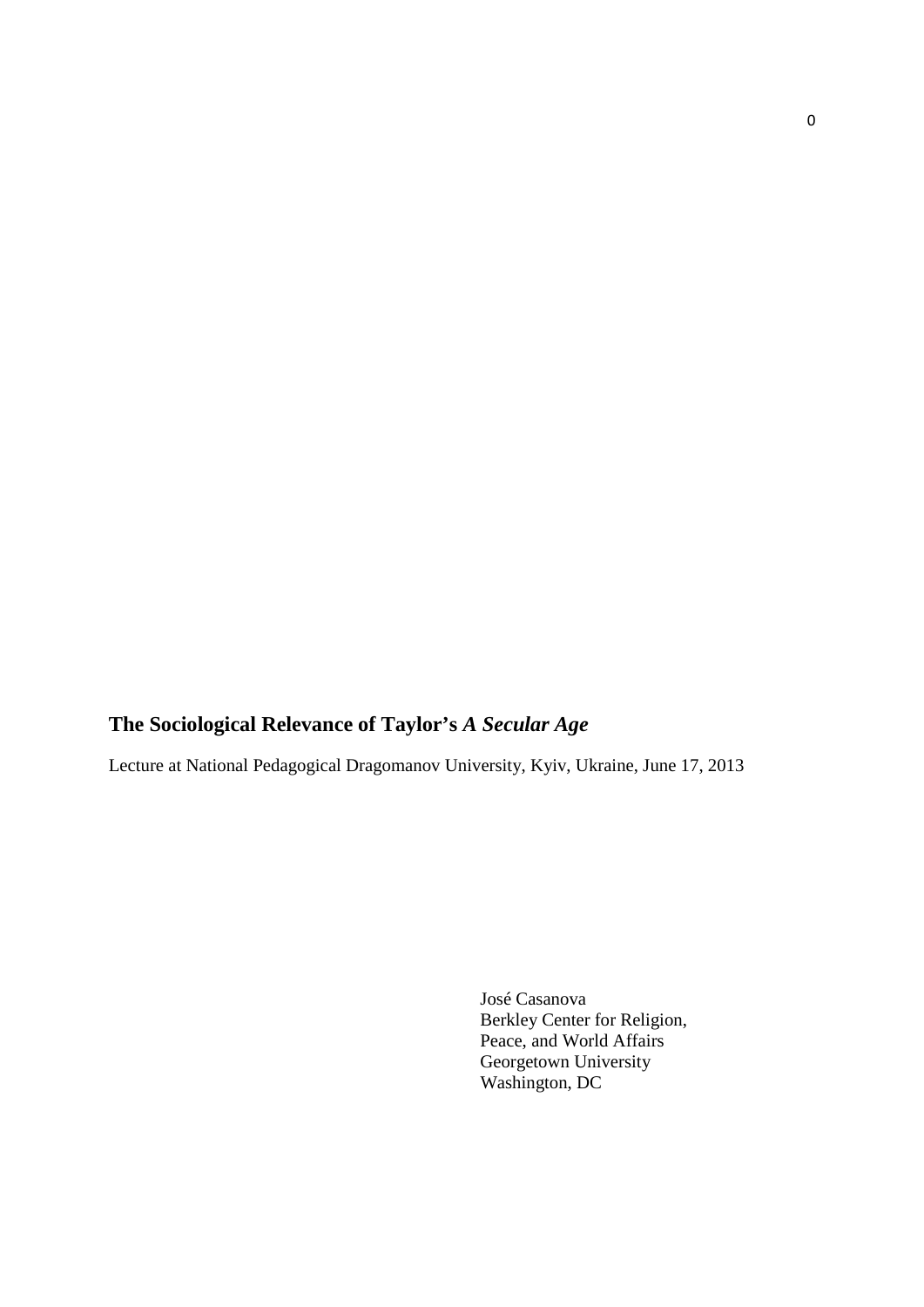# The Sociological Relevance of Taylor's *A Secular Age*

Lecture at National Pedagogical Dragomanov University, Kyiv, Ukraine, June 17, 2013

José Casanova
Berkley Center for Religion,
Peace, and World Affairs
Georgetown University
Washington, DC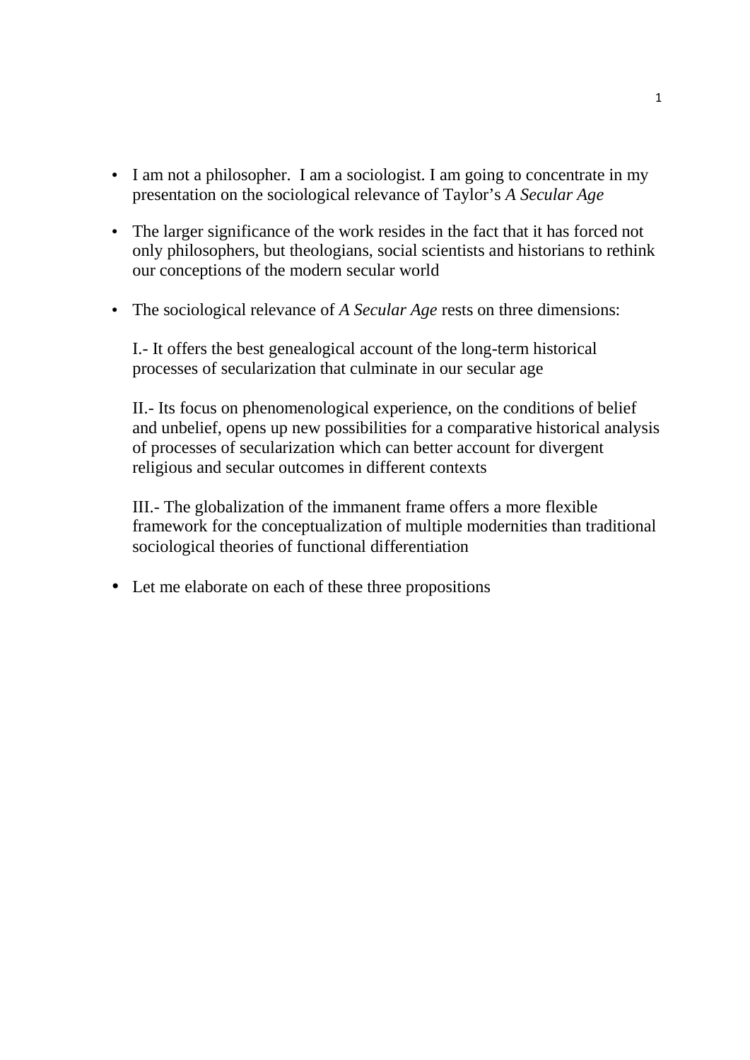- I am not a philosopher. I am a sociologist. I am going to concentrate in my presentation on the sociological relevance of Taylor's *A Secular Age*

- The larger significance of the work resides in the fact that it has forced not only philosophers, but theologians, social scientists and historians to rethink our conceptions of the modern secular world

- The sociological relevance of *A Secular Age* rests on three dimensions:

  I.- It offers the best genealogical account of the long-term historical processes of secularization that culminate in our secular age

  II.- Its focus on phenomenological experience, on the conditions of belief and unbelief, opens up new possibilities for a comparative historical analysis of processes of secularization which can better account for divergent religious and secular outcomes in different contexts

  III.- The globalization of the immanent frame offers a more flexible framework for the conceptualization of multiple modernities than traditional sociological theories of functional differentiation

- Let me elaborate on each of these three propositions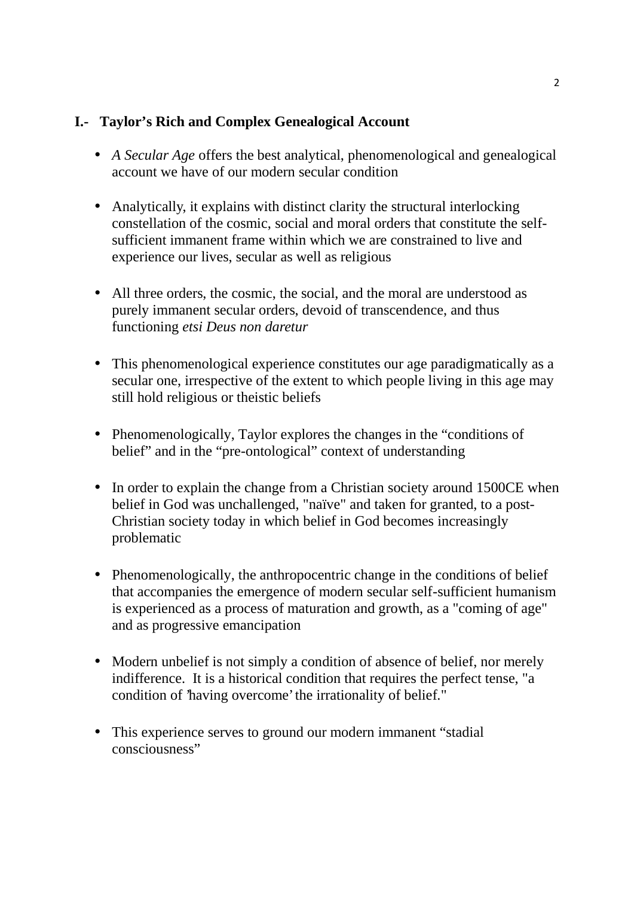## I.- Taylor's Rich and Complex Genealogical Account

- *A Secular Age* offers the best analytical, phenomenological and genealogical account we have of our modern secular condition

- Analytically, it explains with distinct clarity the structural interlocking constellation of the cosmic, social and moral orders that constitute the self-sufficient immanent frame within which we are constrained to live and experience our lives, secular as well as religious

- All three orders, the cosmic, the social, and the moral are understood as purely immanent secular orders, devoid of transcendence, and thus functioning *etsi Deus non daretur*

- This phenomenological experience constitutes our age paradigmatically as a secular one, irrespective of the extent to which people living in this age may still hold religious or theistic beliefs

- Phenomenologically, Taylor explores the changes in the "conditions of belief" and in the "pre-ontological" context of understanding

- In order to explain the change from a Christian society around 1500CE when belief in God was unchallenged, "naïve" and taken for granted, to a post-Christian society today in which belief in God becomes increasingly problematic

- Phenomenologically, the anthropocentric change in the conditions of belief that accompanies the emergence of modern secular self-sufficient humanism is experienced as a process of maturation and growth, as a "coming of age" and as progressive emancipation

- Modern unbelief is not simply a condition of absence of belief, nor merely indifference. It is a historical condition that requires the perfect tense, "a condition of 'having overcome' the irrationality of belief."

- This experience serves to ground our modern immanent "stadial consciousness"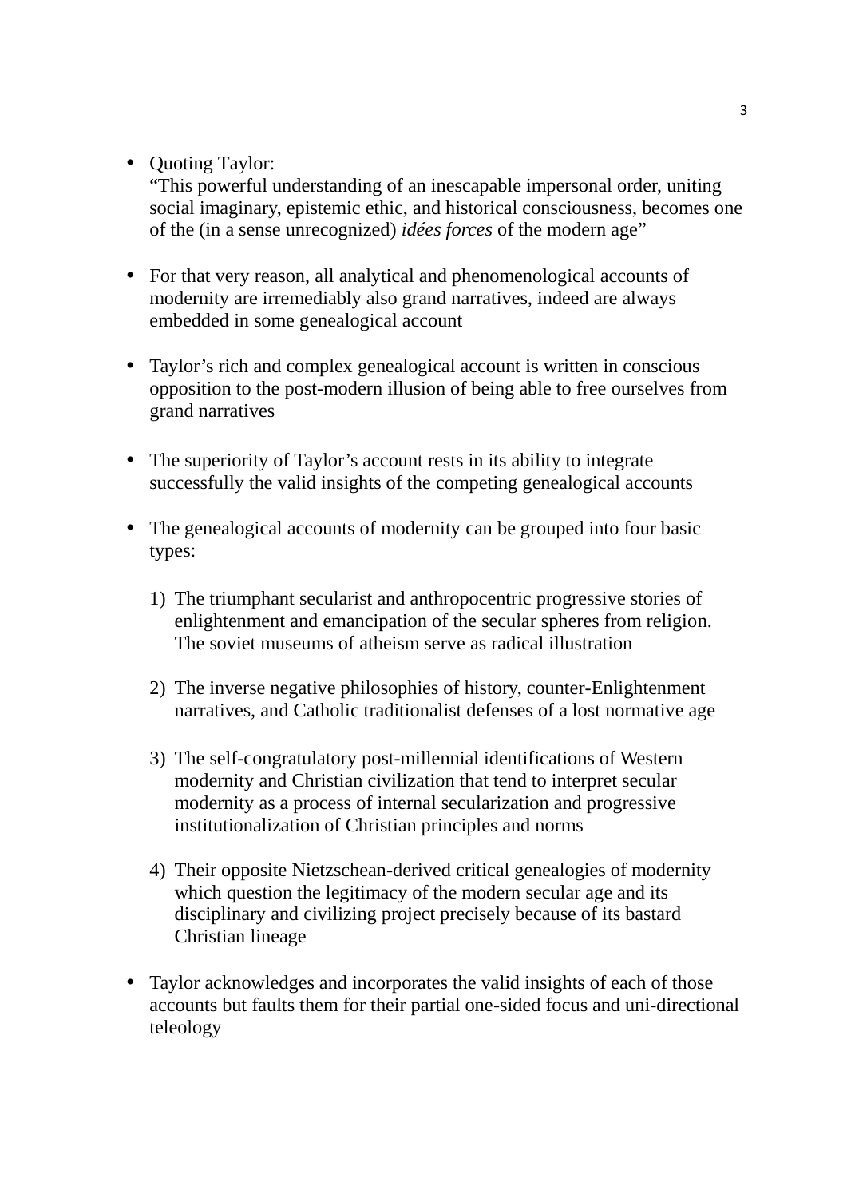- Quoting Taylor:
  "This powerful understanding of an inescapable impersonal order, uniting social imaginary, epistemic ethic, and historical consciousness, becomes one of the (in a sense unrecognized) *idées forces* of the modern age"

- For that very reason, all analytical and phenomenological accounts of modernity are irremediably also grand narratives, indeed are always embedded in some genealogical account

- Taylor's rich and complex genealogical account is written in conscious opposition to the post-modern illusion of being able to free ourselves from grand narratives

- The superiority of Taylor's account rests in its ability to integrate successfully the valid insights of the competing genealogical accounts

- The genealogical accounts of modernity can be grouped into four basic types:

  1) The triumphant secularist and anthropocentric progressive stories of enlightenment and emancipation of the secular spheres from religion. The soviet museums of atheism serve as radical illustration

  2) The inverse negative philosophies of history, counter-Enlightenment narratives, and Catholic traditionalist defenses of a lost normative age

  3) The self-congratulatory post-millennial identifications of Western modernity and Christian civilization that tend to interpret secular modernity as a process of internal secularization and progressive institutionalization of Christian principles and norms

  4) Their opposite Nietzschean-derived critical genealogies of modernity which question the legitimacy of the modern secular age and its disciplinary and civilizing project precisely because of its bastard Christian lineage

- Taylor acknowledges and incorporates the valid insights of each of those accounts but faults them for their partial one-sided focus and uni-directional teleology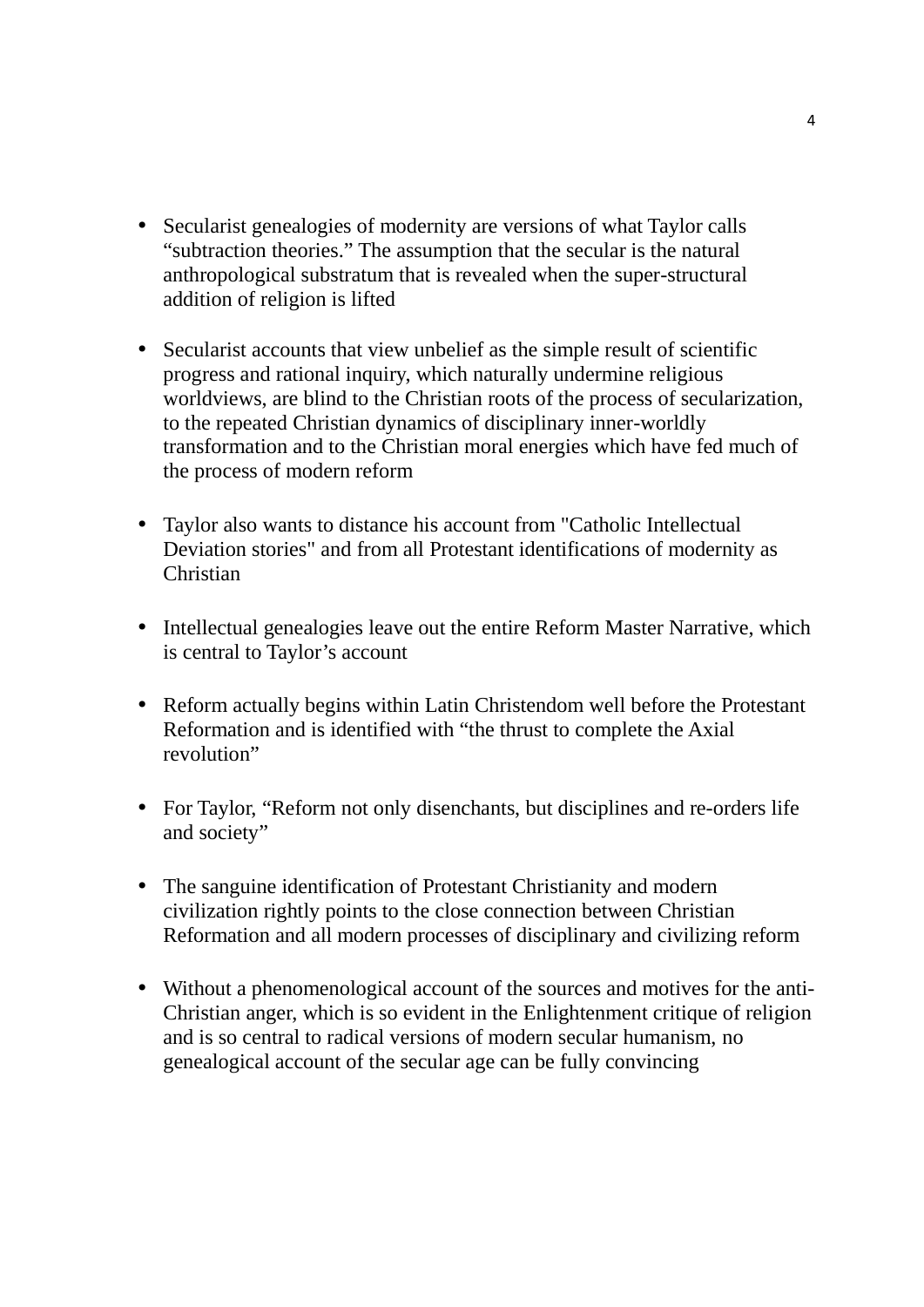- Secularist genealogies of modernity are versions of what Taylor calls “subtraction theories.” The assumption that the secular is the natural anthropological substratum that is revealed when the super-structural addition of religion is lifted

- Secularist accounts that view unbelief as the simple result of scientific progress and rational inquiry, which naturally undermine religious worldviews, are blind to the Christian roots of the process of secularization, to the repeated Christian dynamics of disciplinary inner-worldly transformation and to the Christian moral energies which have fed much of the process of modern reform

- Taylor also wants to distance his account from "Catholic Intellectual Deviation stories" and from all Protestant identifications of modernity as Christian

- Intellectual genealogies leave out the entire Reform Master Narrative, which is central to Taylor’s account

- Reform actually begins within Latin Christendom well before the Protestant Reformation and is identified with “the thrust to complete the Axial revolution”

- For Taylor, “Reform not only disenchants, but disciplines and re-orders life and society”

- The sanguine identification of Protestant Christianity and modern civilization rightly points to the close connection between Christian Reformation and all modern processes of disciplinary and civilizing reform

- Without a phenomenological account of the sources and motives for the anti-Christian anger, which is so evident in the Enlightenment critique of religion and is so central to radical versions of modern secular humanism, no genealogical account of the secular age can be fully convincing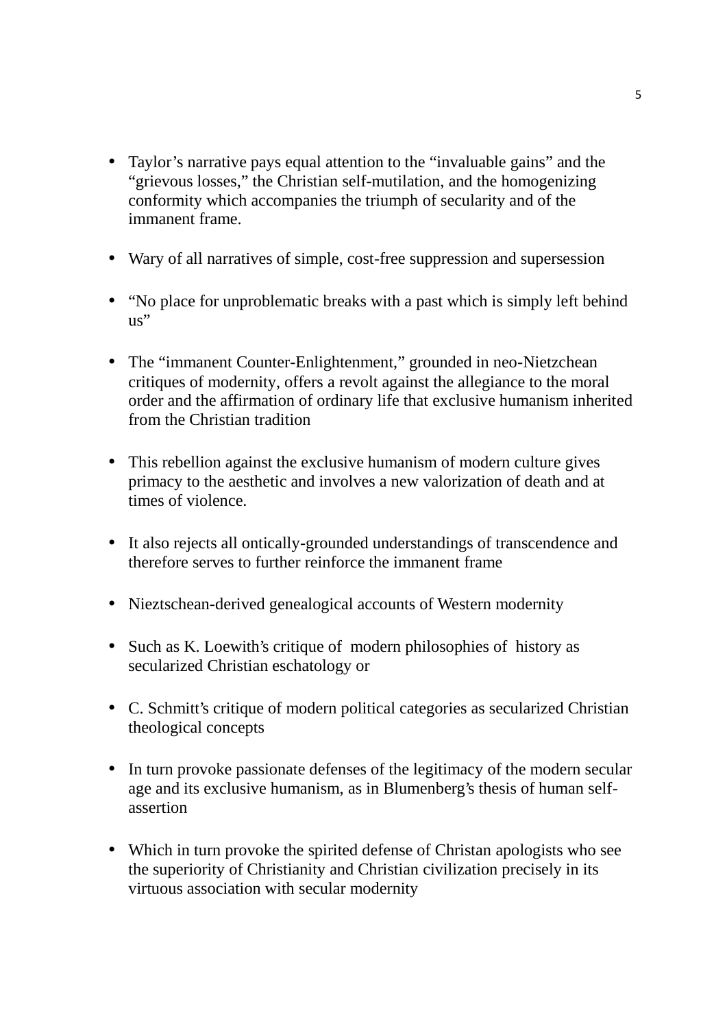- Taylor's narrative pays equal attention to the "invaluable gains" and the "grievous losses," the Christian self-mutilation, and the homogenizing conformity which accompanies the triumph of secularity and of the immanent frame.

- Wary of all narratives of simple, cost-free suppression and supersession

- "No place for unproblematic breaks with a past which is simply left behind us"

- The "immanent Counter-Enlightenment," grounded in neo-Nietzchean critiques of modernity, offers a revolt against the allegiance to the moral order and the affirmation of ordinary life that exclusive humanism inherited from the Christian tradition

- This rebellion against the exclusive humanism of modern culture gives primacy to the aesthetic and involves a new valorization of death and at times of violence.

- It also rejects all ontically-grounded understandings of transcendence and therefore serves to further reinforce the immanent frame

- Nieztschean-derived genealogical accounts of Western modernity

- Such as K. Loewith's critique of modern philosophies of history as secularized Christian eschatology or

- C. Schmitt's critique of modern political categories as secularized Christian theological concepts

- In turn provoke passionate defenses of the legitimacy of the modern secular age and its exclusive humanism, as in Blumenberg's thesis of human self-assertion

- Which in turn provoke the spirited defense of Christan apologists who see the superiority of Christianity and Christian civilization precisely in its virtuous association with secular modernity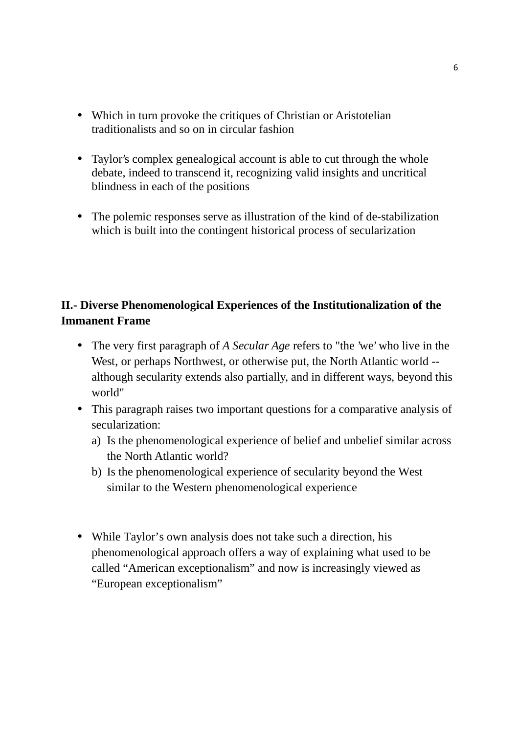- Which in turn provoke the critiques of Christian or Aristotelian traditionalists and so on in circular fashion

- Taylor's complex genealogical account is able to cut through the whole debate, indeed to transcend it, recognizing valid insights and uncritical blindness in each of the positions

- The polemic responses serve as illustration of the kind of de-stabilization which is built into the contingent historical process of secularization

**II.- Diverse Phenomenological Experiences of the Institutionalization of the Immanent Frame**

- The very first paragraph of *A Secular Age* refers to "the 'we' who live in the West, or perhaps Northwest, or otherwise put, the North Atlantic world -- although secularity extends also partially, and in different ways, beyond this world"
- This paragraph raises two important questions for a comparative analysis of secularization:
  a) Is the phenomenological experience of belief and unbelief similar across the North Atlantic world?
  b) Is the phenomenological experience of secularity beyond the West similar to the Western phenomenological experience

- While Taylor's own analysis does not take such a direction, his phenomenological approach offers a way of explaining what used to be called "American exceptionalism" and now is increasingly viewed as "European exceptionalism"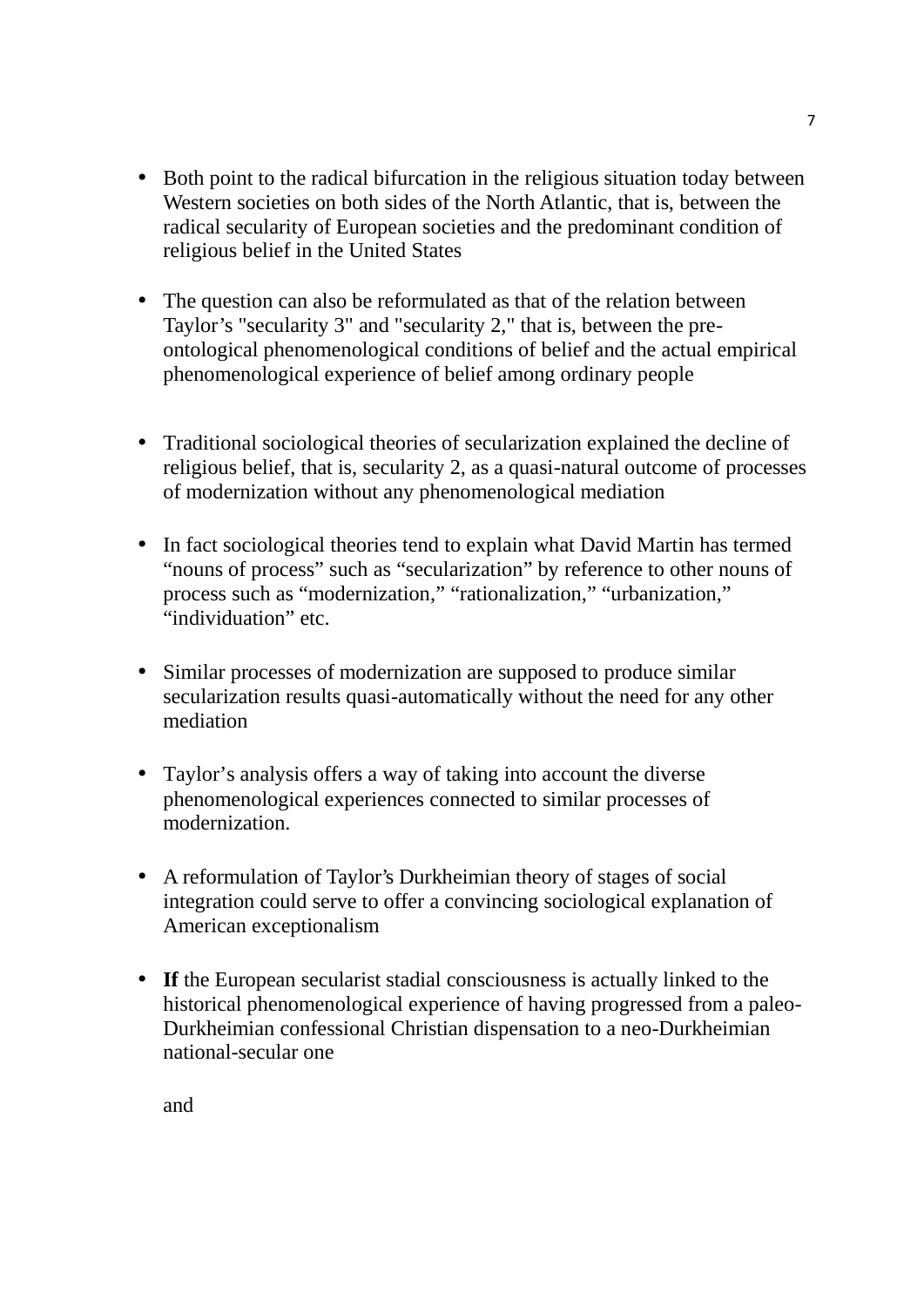- Both point to the radical bifurcation in the religious situation today between Western societies on both sides of the North Atlantic, that is, between the radical secularity of European societies and the predominant condition of religious belief in the United States

- The question can also be reformulated as that of the relation between Taylor's "secularity 3" and "secularity 2," that is, between the pre-ontological phenomenological conditions of belief and the actual empirical phenomenological experience of belief among ordinary people

- Traditional sociological theories of secularization explained the decline of religious belief, that is, secularity 2, as a quasi-natural outcome of processes of modernization without any phenomenological mediation

- In fact sociological theories tend to explain what David Martin has termed "nouns of process" such as "secularization" by reference to other nouns of process such as "modernization," "rationalization," "urbanization," "individuation" etc.

- Similar processes of modernization are supposed to produce similar secularization results quasi-automatically without the need for any other mediation

- Taylor's analysis offers a way of taking into account the diverse phenomenological experiences connected to similar processes of modernization.

- A reformulation of Taylor's Durkheimian theory of stages of social integration could serve to offer a convincing sociological explanation of American exceptionalism

- **If** the European secularist stadial consciousness is actually linked to the historical phenomenological experience of having progressed from a paleo-Durkheimian confessional Christian dispensation to a neo-Durkheimian national-secular one

  and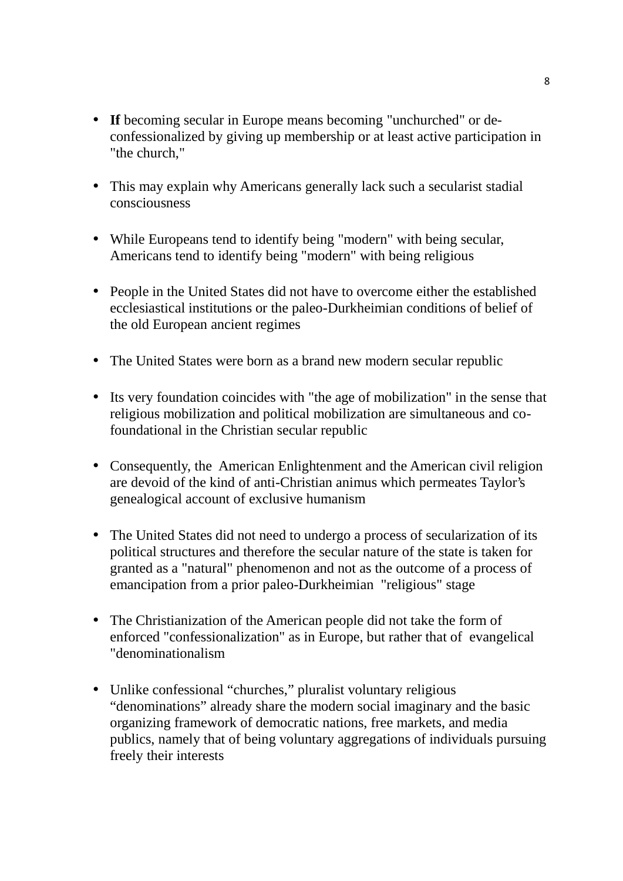- **If** becoming secular in Europe means becoming "unchurched" or de-confessionalized by giving up membership or at least active participation in "the church,"

- This may explain why Americans generally lack such a secularist stadial consciousness

- While Europeans tend to identify being "modern" with being secular, Americans tend to identify being "modern" with being religious

- People in the United States did not have to overcome either the established ecclesiastical institutions or the paleo-Durkheimian conditions of belief of the old European ancient regimes

- The United States were born as a brand new modern secular republic

- Its very foundation coincides with "the age of mobilization" in the sense that religious mobilization and political mobilization are simultaneous and co-foundational in the Christian secular republic

- Consequently, the American Enlightenment and the American civil religion are devoid of the kind of anti-Christian animus which permeates Taylor's genealogical account of exclusive humanism

- The United States did not need to undergo a process of secularization of its political structures and therefore the secular nature of the state is taken for granted as a "natural" phenomenon and not as the outcome of a process of emancipation from a prior paleo-Durkheimian "religious" stage

- The Christianization of the American people did not take the form of enforced "confessionalization" as in Europe, but rather that of evangelical "denominationalism

- Unlike confessional "churches," pluralist voluntary religious "denominations" already share the modern social imaginary and the basic organizing framework of democratic nations, free markets, and media publics, namely that of being voluntary aggregations of individuals pursuing freely their interests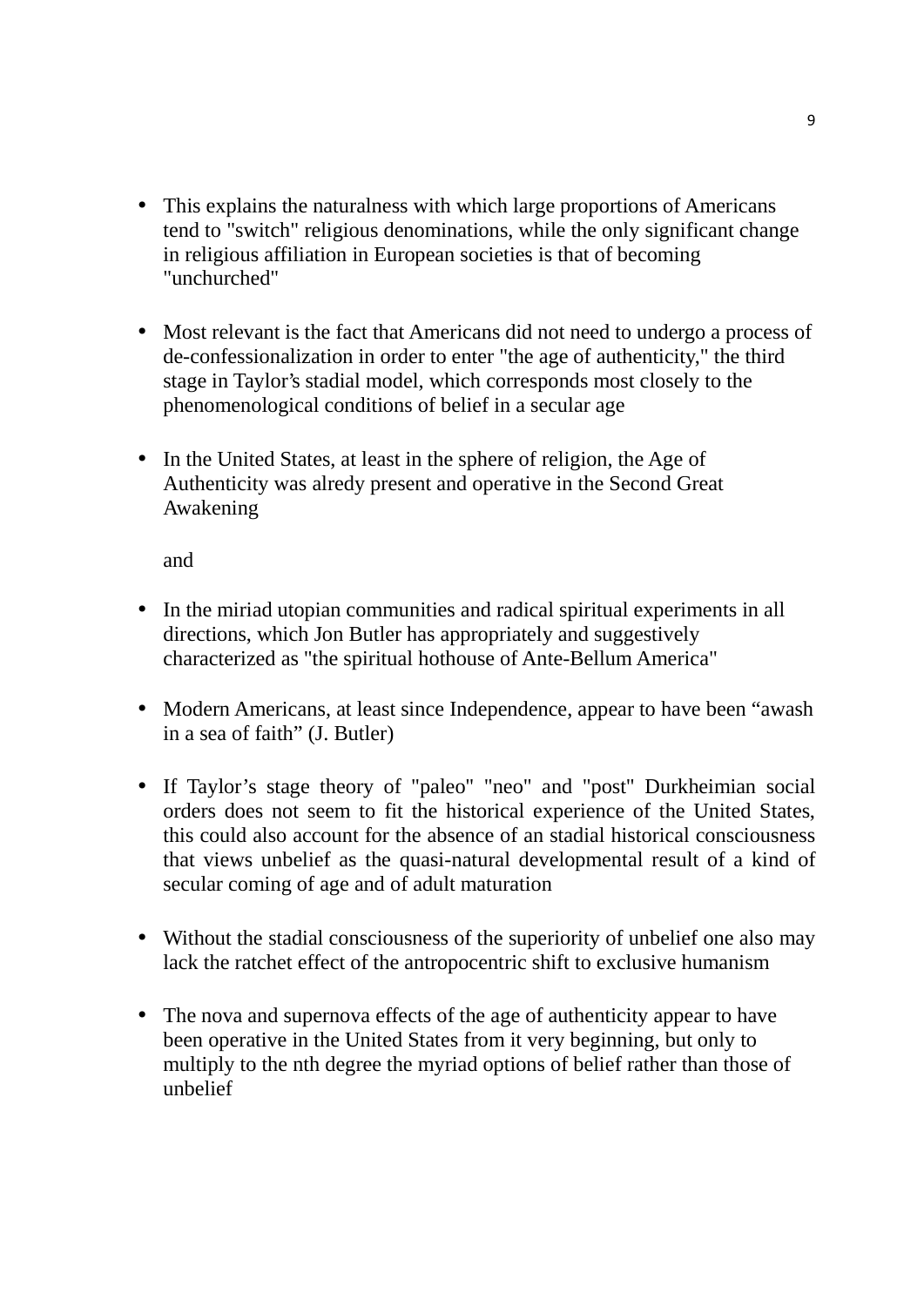- This explains the naturalness with which large proportions of Americans tend to "switch" religious denominations, while the only significant change in religious affiliation in European societies is that of becoming "unchurched"

- Most relevant is the fact that Americans did not need to undergo a process of de-confessionalization in order to enter "the age of authenticity," the third stage in Taylor's stadial model, which corresponds most closely to the phenomenological conditions of belief in a secular age

- In the United States, at least in the sphere of religion, the Age of Authenticity was alredy present and operative in the Second Great Awakening

  and

- In the miriad utopian communities and radical spiritual experiments in all directions, which Jon Butler has appropriately and suggestively characterized as "the spiritual hothouse of Ante-Bellum America"

- Modern Americans, at least since Independence, appear to have been "awash in a sea of faith" (J. Butler)

- If Taylor's stage theory of "paleo" "neo" and "post" Durkheimian social orders does not seem to fit the historical experience of the United States, this could also account for the absence of an stadial historical consciousness that views unbelief as the quasi-natural developmental result of a kind of secular coming of age and of adult maturation

- Without the stadial consciousness of the superiority of unbelief one also may lack the ratchet effect of the antropocentric shift to exclusive humanism

- The nova and supernova effects of the age of authenticity appear to have been operative in the United States from it very beginning, but only to multiply to the nth degree the myriad options of belief rather than those of unbelief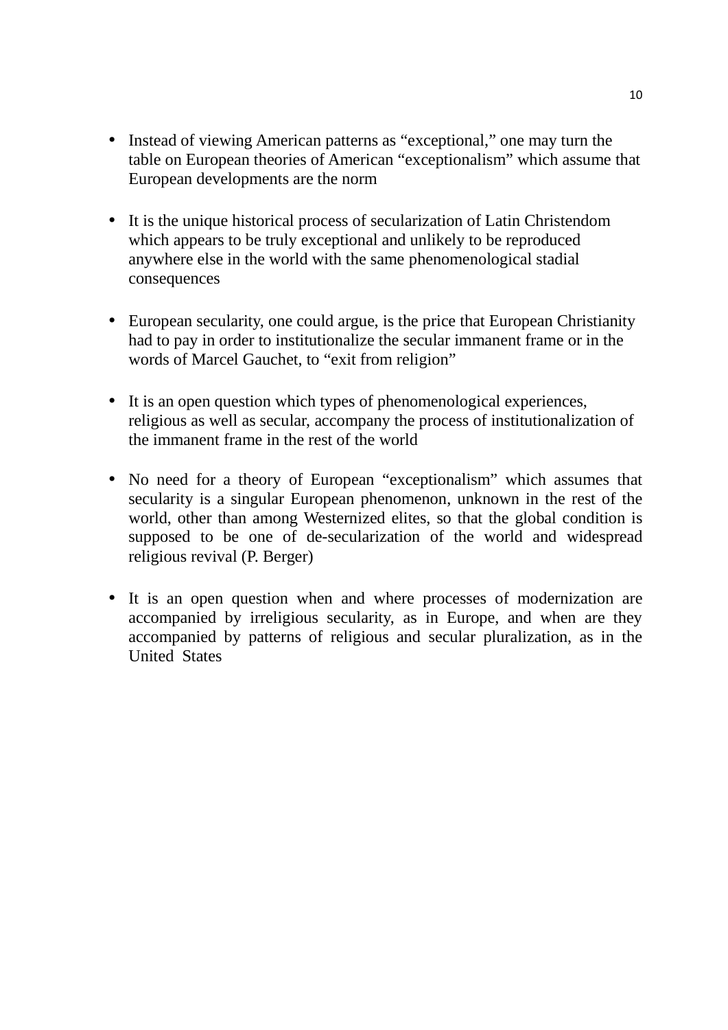- Instead of viewing American patterns as “exceptional,” one may turn the table on European theories of American “exceptionalism” which assume that European developments are the norm

- It is the unique historical process of secularization of Latin Christendom which appears to be truly exceptional and unlikely to be reproduced anywhere else in the world with the same phenomenological stadial consequences

- European secularity, one could argue, is the price that European Christianity had to pay in order to institutionalize the secular immanent frame or in the words of Marcel Gauchet, to “exit from religion”

- It is an open question which types of phenomenological experiences, religious as well as secular, accompany the process of institutionalization of the immanent frame in the rest of the world

- No need for a theory of European “exceptionalism” which assumes that secularity is a singular European phenomenon, unknown in the rest of the world, other than among Westernized elites, so that the global condition is supposed to be one of de-secularization of the world and widespread religious revival (P. Berger)

- It is an open question when and where processes of modernization are accompanied by irreligious secularity, as in Europe, and when are they accompanied by patterns of religious and secular pluralization, as in the United States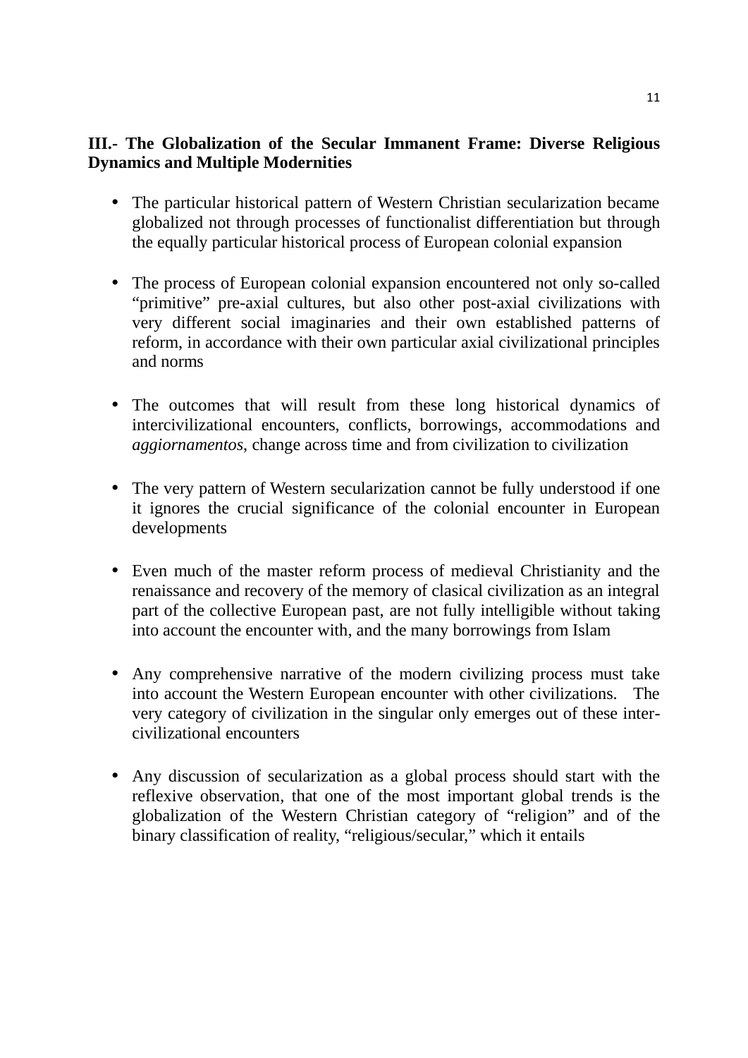## III.- The Globalization of the Secular Immanent Frame: Diverse Religious Dynamics and Multiple Modernities

- The particular historical pattern of Western Christian secularization became globalized not through processes of functionalist differentiation but through the equally particular historical process of European colonial expansion

- The process of European colonial expansion encountered not only so-called "primitive" pre-axial cultures, but also other post-axial civilizations with very different social imaginaries and their own established patterns of reform, in accordance with their own particular axial civilizational principles and norms

- The outcomes that will result from these long historical dynamics of intercivilizational encounters, conflicts, borrowings, accommodations and *aggiornamentos*, change across time and from civilization to civilization

- The very pattern of Western secularization cannot be fully understood if one it ignores the crucial significance of the colonial encounter in European developments

- Even much of the master reform process of medieval Christianity and the renaissance and recovery of the memory of clasical civilization as an integral part of the collective European past, are not fully intelligible without taking into account the encounter with, and the many borrowings from Islam

- Any comprehensive narrative of the modern civilizing process must take into account the Western European encounter with other civilizations. The very category of civilization in the singular only emerges out of these inter-civilizational encounters

- Any discussion of secularization as a global process should start with the reflexive observation, that one of the most important global trends is the globalization of the Western Christian category of "religion" and of the binary classification of reality, "religious/secular," which it entails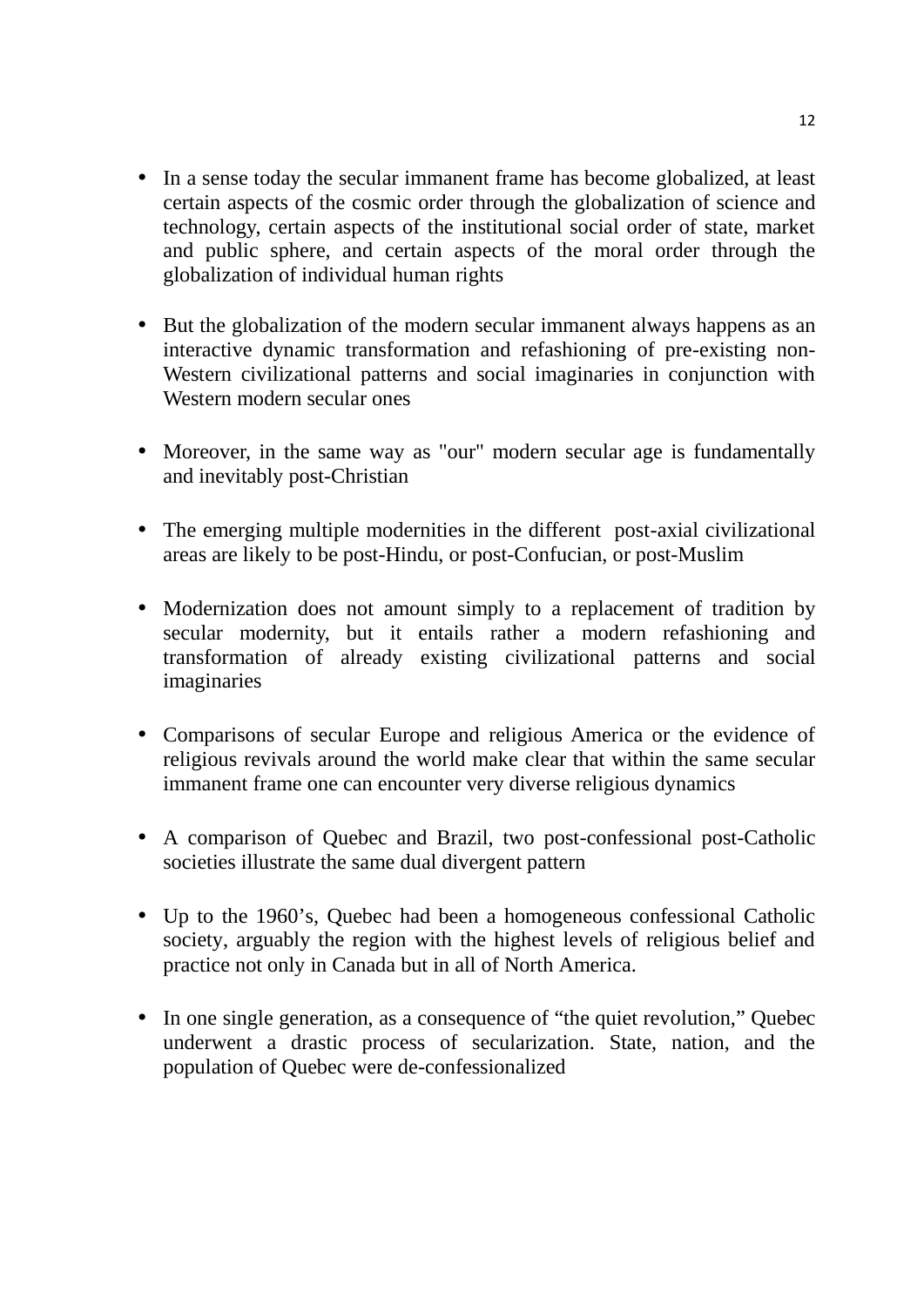- In a sense today the secular immanent frame has become globalized, at least certain aspects of the cosmic order through the globalization of science and technology, certain aspects of the institutional social order of state, market and public sphere, and certain aspects of the moral order through the globalization of individual human rights

- But the globalization of the modern secular immanent always happens as an interactive dynamic transformation and refashioning of pre-existing non-Western civilizational patterns and social imaginaries in conjunction with Western modern secular ones

- Moreover, in the same way as "our" modern secular age is fundamentally and inevitably post-Christian

- The emerging multiple modernities in the different post-axial civilizational areas are likely to be post-Hindu, or post-Confucian, or post-Muslim

- Modernization does not amount simply to a replacement of tradition by secular modernity, but it entails rather a modern refashioning and transformation of already existing civilizational patterns and social imaginaries

- Comparisons of secular Europe and religious America or the evidence of religious revivals around the world make clear that within the same secular immanent frame one can encounter very diverse religious dynamics

- A comparison of Quebec and Brazil, two post-confessional post-Catholic societies illustrate the same dual divergent pattern

- Up to the 1960's, Quebec had been a homogeneous confessional Catholic society, arguably the region with the highest levels of religious belief and practice not only in Canada but in all of North America.

- In one single generation, as a consequence of "the quiet revolution," Quebec underwent a drastic process of secularization. State, nation, and the population of Quebec were de-confessionalized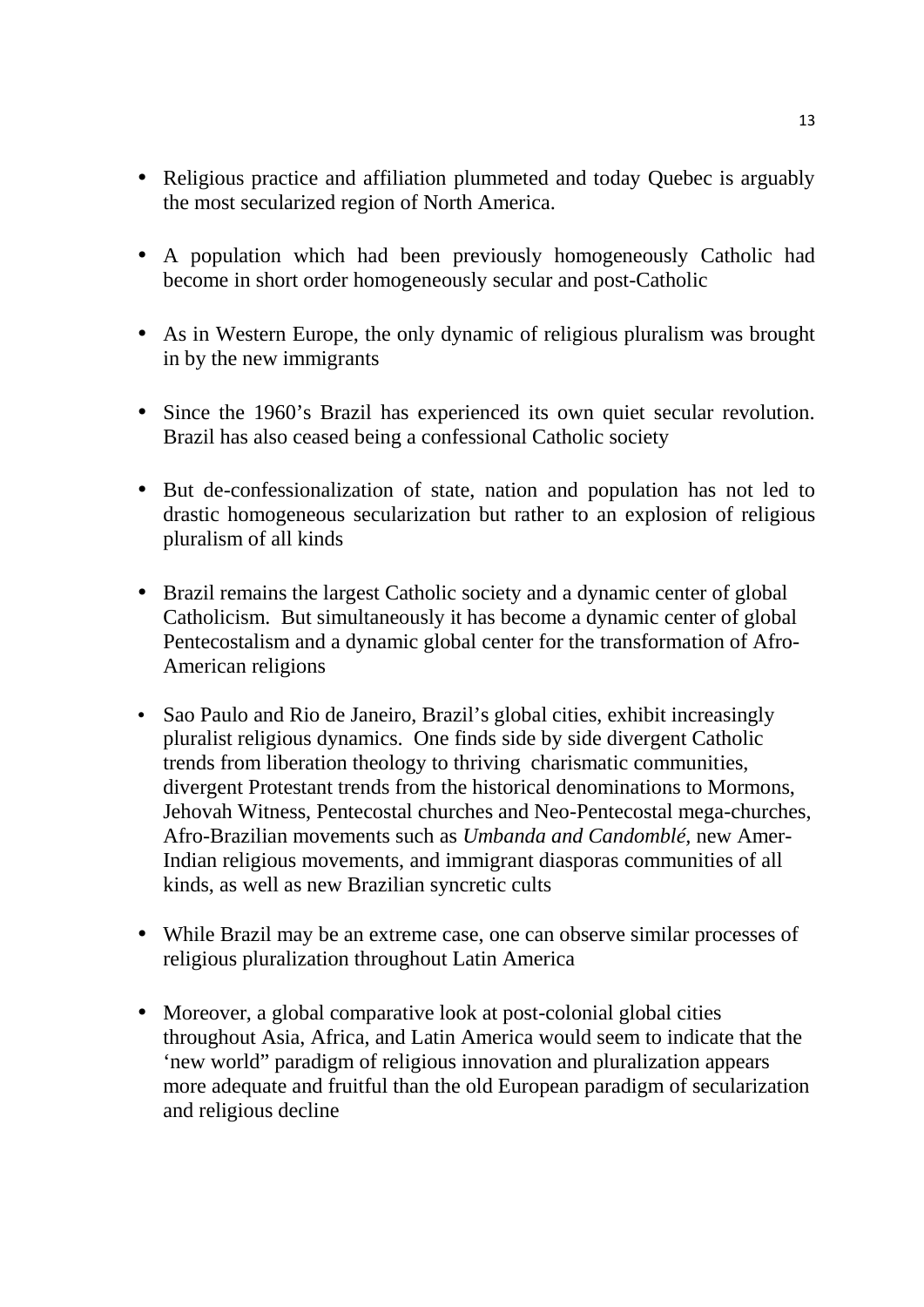- Religious practice and affiliation plummeted and today Quebec is arguably the most secularized region of North America.

- A population which had been previously homogeneously Catholic had become in short order homogeneously secular and post-Catholic

- As in Western Europe, the only dynamic of religious pluralism was brought in by the new immigrants

- Since the 1960's Brazil has experienced its own quiet secular revolution. Brazil has also ceased being a confessional Catholic society

- But de-confessionalization of state, nation and population has not led to drastic homogeneous secularization but rather to an explosion of religious pluralism of all kinds

- Brazil remains the largest Catholic society and a dynamic center of global Catholicism. But simultaneously it has become a dynamic center of global Pentecostalism and a dynamic global center for the transformation of Afro-American religions

- Sao Paulo and Rio de Janeiro, Brazil's global cities, exhibit increasingly pluralist religious dynamics. One finds side by side divergent Catholic trends from liberation theology to thriving charismatic communities, divergent Protestant trends from the historical denominations to Mormons, Jehovah Witness, Pentecostal churches and Neo-Pentecostal mega-churches, Afro-Brazilian movements such as *Umbanda and Candomblé,* new Amer-Indian religious movements, and immigrant diasporas communities of all kinds, as well as new Brazilian syncretic cults

- While Brazil may be an extreme case, one can observe similar processes of religious pluralization throughout Latin America

- Moreover, a global comparative look at post-colonial global cities throughout Asia, Africa, and Latin America would seem to indicate that the 'new world" paradigm of religious innovation and pluralization appears more adequate and fruitful than the old European paradigm of secularization and religious decline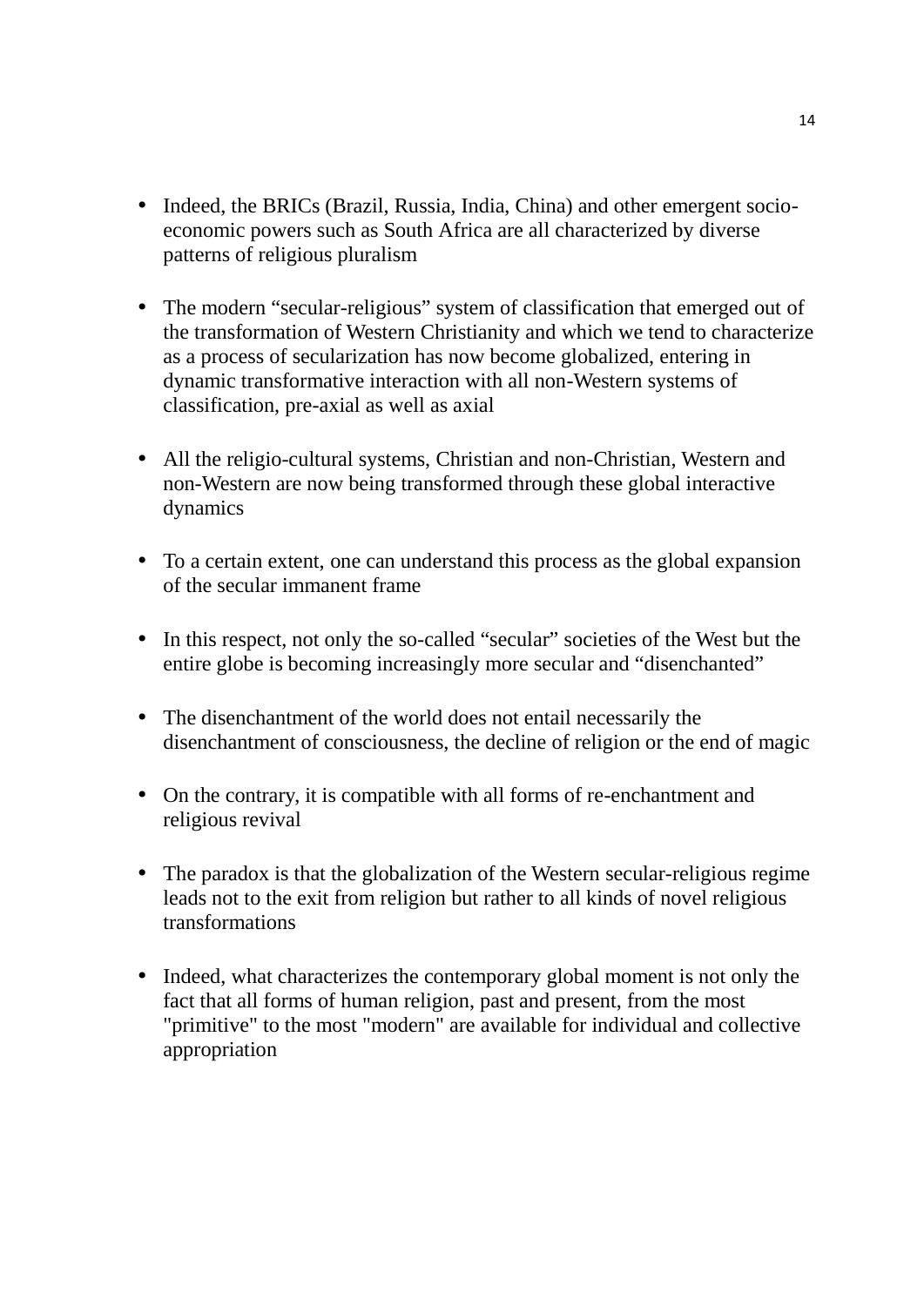- Indeed, the BRICs (Brazil, Russia, India, China) and other emergent socio-economic powers such as South Africa are all characterized by diverse patterns of religious pluralism

- The modern “secular-religious” system of classification that emerged out of the transformation of Western Christianity and which we tend to characterize as a process of secularization has now become globalized, entering in dynamic transformative interaction with all non-Western systems of classification, pre-axial as well as axial

- All the religio-cultural systems, Christian and non-Christian, Western and non-Western are now being transformed through these global interactive dynamics

- To a certain extent, one can understand this process as the global expansion of the secular immanent frame

- In this respect, not only the so-called “secular” societies of the West but the entire globe is becoming increasingly more secular and “disenchanted”

- The disenchantment of the world does not entail necessarily the disenchantment of consciousness, the decline of religion or the end of magic

- On the contrary, it is compatible with all forms of re-enchantment and religious revival

- The paradox is that the globalization of the Western secular-religious regime leads not to the exit from religion but rather to all kinds of novel religious transformations

- Indeed, what characterizes the contemporary global moment is not only the fact that all forms of human religion, past and present, from the most "primitive" to the most "modern" are available for individual and collective appropriation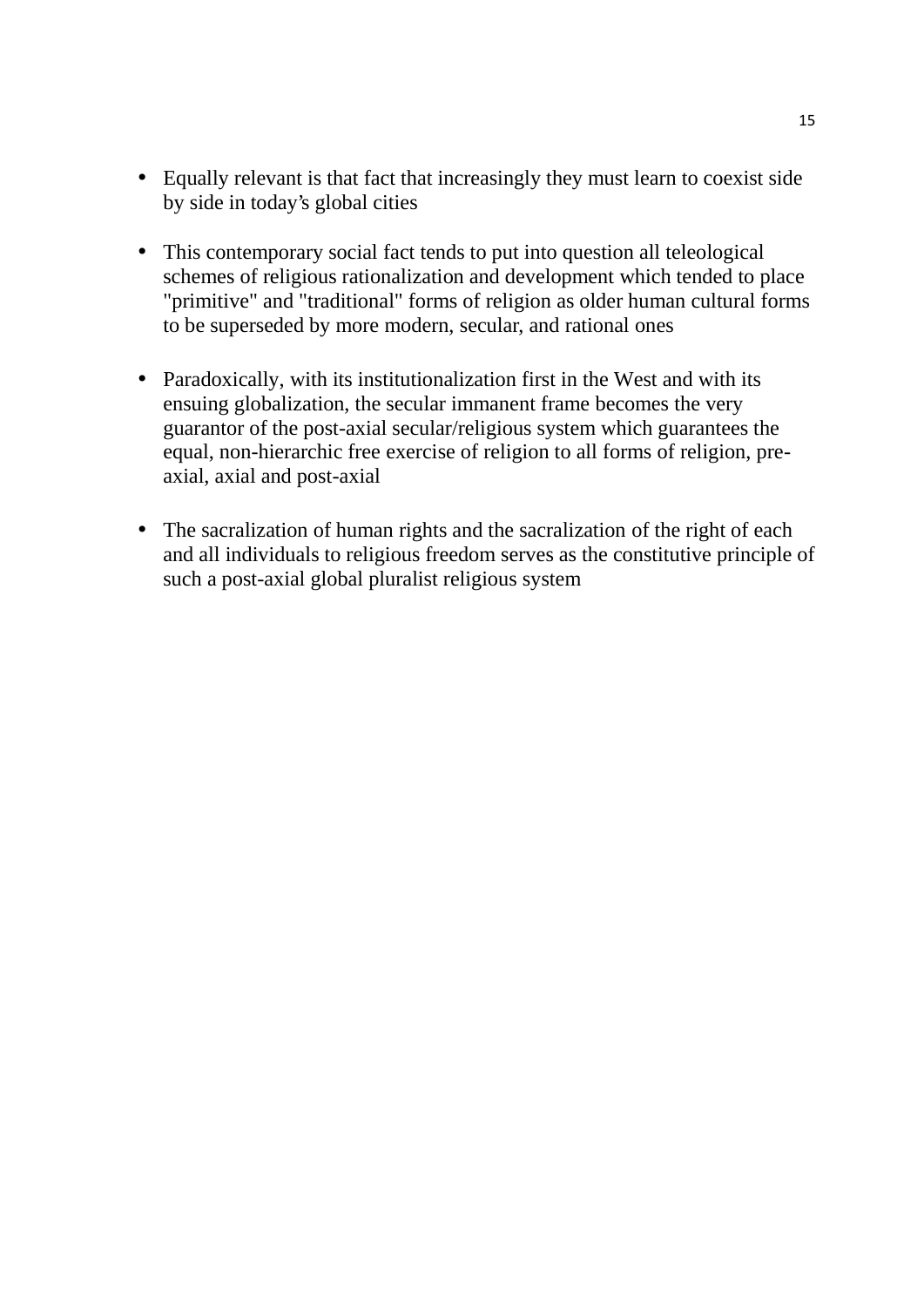- Equally relevant is that fact that increasingly they must learn to coexist side by side in today's global cities

- This contemporary social fact tends to put into question all teleological schemes of religious rationalization and development which tended to place "primitive" and "traditional" forms of religion as older human cultural forms to be superseded by more modern, secular, and rational ones

- Paradoxically, with its institutionalization first in the West and with its ensuing globalization, the secular immanent frame becomes the very guarantor of the post-axial secular/religious system which guarantees the equal, non-hierarchic free exercise of religion to all forms of religion, pre-axial, axial and post-axial

- The sacralization of human rights and the sacralization of the right of each and all individuals to religious freedom serves as the constitutive principle of such a post-axial global pluralist religious system